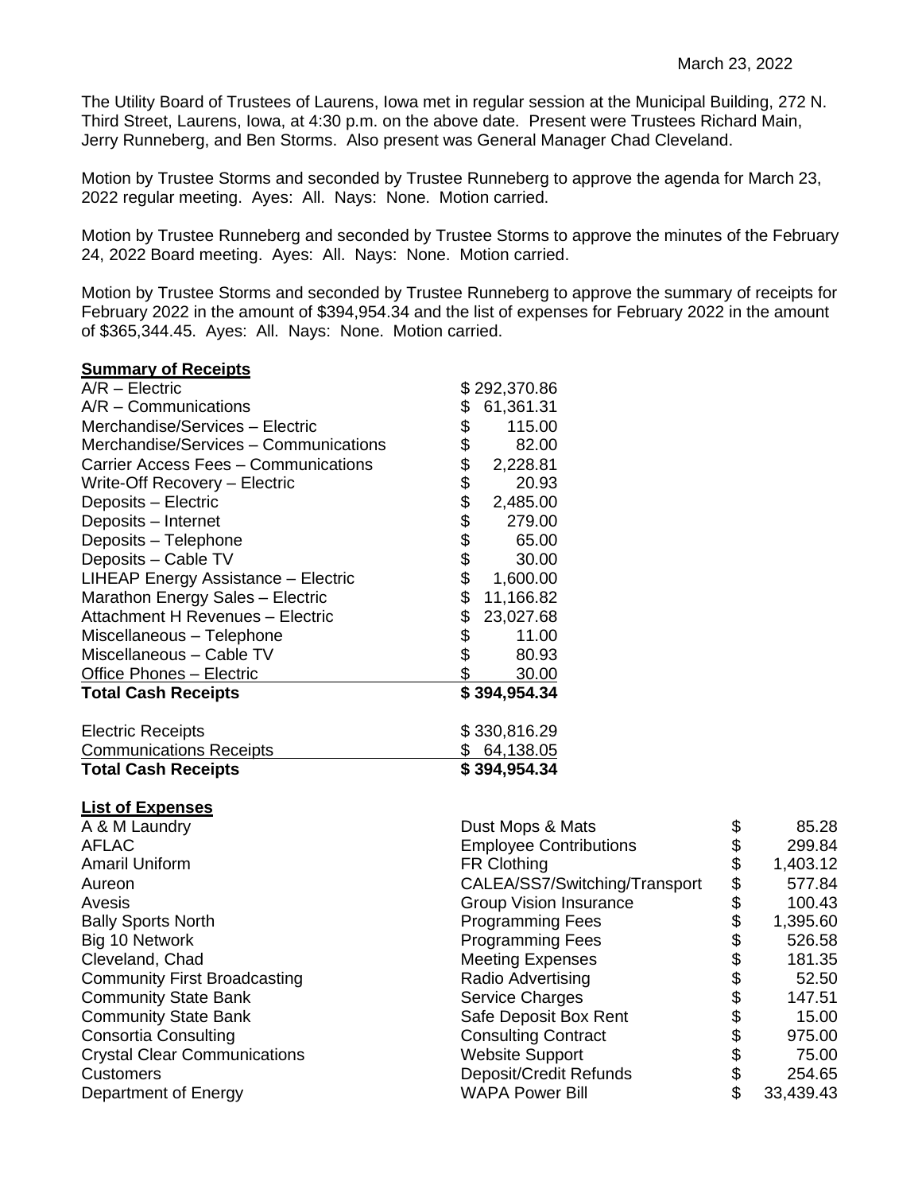March 23, 2022

The Utility Board of Trustees of Laurens, Iowa met in regular session at the Municipal Building, 272 N. Third Street, Laurens, Iowa, at 4:30 p.m. on the above date. Present were Trustees Richard Main, Jerry Runneberg, and Ben Storms. Also present was General Manager Chad Cleveland.

Motion by Trustee Storms and seconded by Trustee Runneberg to approve the agenda for March 23, 2022 regular meeting. Ayes: All. Nays: None. Motion carried.

Motion by Trustee Runneberg and seconded by Trustee Storms to approve the minutes of the February 24, 2022 Board meeting. Ayes: All. Nays: None. Motion carried.

Motion by Trustee Storms and seconded by Trustee Runneberg to approve the summary of receipts for February 2022 in the amount of $394,954.34 and the list of expenses for February 2022 in the amount of $365,344.45. Ayes: All. Nays: None. Motion carried.

**Summary of Receipts**

| | |
|---|---|
| A/R – Electric | $ 292,370.86 |
| A/R – Communications | $ 61,361.31 |
| Merchandise/Services – Electric | $ 115.00 |
| Merchandise/Services – Communications | $ 82.00 |
| Carrier Access Fees – Communications | $ 2,228.81 |
| Write-Off Recovery – Electric | $ 20.93 |
| Deposits – Electric | $ 2,485.00 |
| Deposits – Internet | $ 279.00 |
| Deposits – Telephone | $ 65.00 |
| Deposits – Cable TV | $ 30.00 |
| LIHEAP Energy Assistance – Electric | $ 1,600.00 |
| Marathon Energy Sales – Electric | $ 11,166.82 |
| Attachment H Revenues – Electric | $ 23,027.68 |
| Miscellaneous – Telephone | $ 11.00 |
| Miscellaneous – Cable TV | $ 80.93 |
| Office Phones – Electric | $ 30.00 |
| **Total Cash Receipts** | **$ 394,954.34** |
| | |
| Electric Receipts | $ 330,816.29 |
| Communications Receipts | $ 64,138.05 |
| **Total Cash Receipts** | **$ 394,954.34** |

**List of Expenses**

| | | |
|---|---|---|
| A & M Laundry | Dust Mops & Mats | $ 85.28 |
| AFLAC | Employee Contributions | $ 299.84 |
| Amaril Uniform | FR Clothing | $ 1,403.12 |
| Aureon | CALEA/SS7/Switching/Transport | $ 577.84 |
| Avesis | Group Vision Insurance | $ 100.43 |
| Bally Sports North | Programming Fees | $ 1,395.60 |
| Big 10 Network | Programming Fees | $ 526.58 |
| Cleveland, Chad | Meeting Expenses | $ 181.35 |
| Community First Broadcasting | Radio Advertising | $ 52.50 |
| Community State Bank | Service Charges | $ 147.51 |
| Community State Bank | Safe Deposit Box Rent | $ 15.00 |
| Consortia Consulting | Consulting Contract | $ 975.00 |
| Crystal Clear Communications | Website Support | $ 75.00 |
| Customers | Deposit/Credit Refunds | $ 254.65 |
| Department of Energy | WAPA Power Bill | $ 33,439.43 |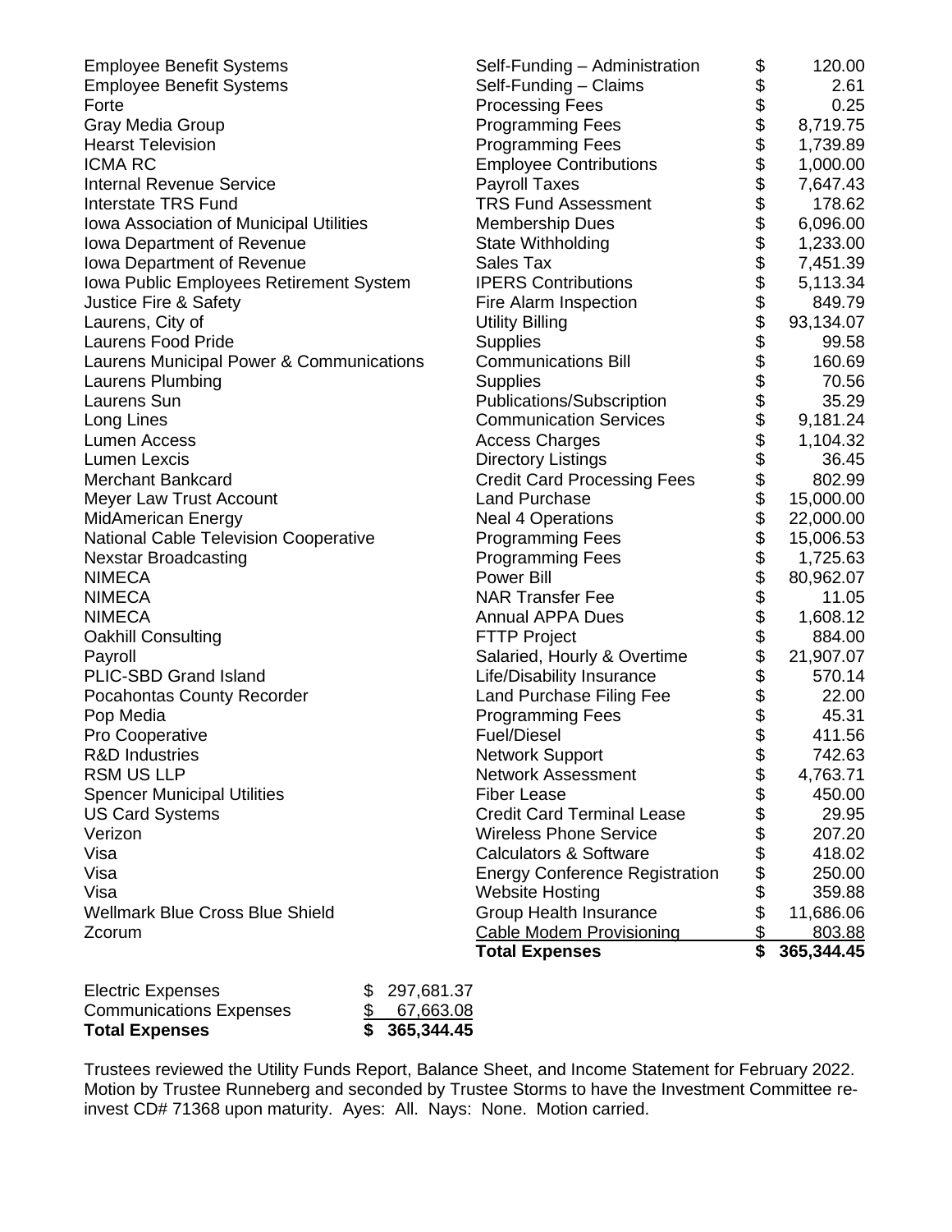| Vendor | Description | Amount |
|---|---|---|
| Employee Benefit Systems | Self-Funding – Administration | $ 120.00 |
| Employee Benefit Systems | Self-Funding – Claims | $ 2.61 |
| Forte | Processing Fees | $ 0.25 |
| Gray Media Group | Programming Fees | $ 8,719.75 |
| Hearst Television | Programming Fees | $ 1,739.89 |
| ICMA RC | Employee Contributions | $ 1,000.00 |
| Internal Revenue Service | Payroll Taxes | $ 7,647.43 |
| Interstate TRS Fund | TRS Fund Assessment | $ 178.62 |
| Iowa Association of Municipal Utilities | Membership Dues | $ 6,096.00 |
| Iowa Department of Revenue | State Withholding | $ 1,233.00 |
| Iowa Department of Revenue | Sales Tax | $ 7,451.39 |
| Iowa Public Employees Retirement System | IPERS Contributions | $ 5,113.34 |
| Justice Fire & Safety | Fire Alarm Inspection | $ 849.79 |
| Laurens, City of | Utility Billing | $ 93,134.07 |
| Laurens Food Pride | Supplies | $ 99.58 |
| Laurens Municipal Power & Communications | Communications Bill | $ 160.69 |
| Laurens Plumbing | Supplies | $ 70.56 |
| Laurens Sun | Publications/Subscription | $ 35.29 |
| Long Lines | Communication Services | $ 9,181.24 |
| Lumen Access | Access Charges | $ 1,104.32 |
| Lumen Lexcis | Directory Listings | $ 36.45 |
| Merchant Bankcard | Credit Card Processing Fees | $ 802.99 |
| Meyer Law Trust Account | Land Purchase | $ 15,000.00 |
| MidAmerican Energy | Neal 4 Operations | $ 22,000.00 |
| National Cable Television Cooperative | Programming Fees | $ 15,006.53 |
| Nexstar Broadcasting | Programming Fees | $ 1,725.63 |
| NIMECA | Power Bill | $ 80,962.07 |
| NIMECA | NAR Transfer Fee | $ 11.05 |
| NIMECA | Annual APPA Dues | $ 1,608.12 |
| Oakhill Consulting | FTTP Project | $ 884.00 |
| Payroll | Salaried, Hourly & Overtime | $ 21,907.07 |
| PLIC-SBD Grand Island | Life/Disability Insurance | $ 570.14 |
| Pocahontas County Recorder | Land Purchase Filing Fee | $ 22.00 |
| Pop Media | Programming Fees | $ 45.31 |
| Pro Cooperative | Fuel/Diesel | $ 411.56 |
| R&D Industries | Network Support | $ 742.63 |
| RSM US LLP | Network Assessment | $ 4,763.71 |
| Spencer Municipal Utilities | Fiber Lease | $ 450.00 |
| US Card Systems | Credit Card Terminal Lease | $ 29.95 |
| Verizon | Wireless Phone Service | $ 207.20 |
| Visa | Calculators & Software | $ 418.02 |
| Visa | Energy Conference Registration | $ 250.00 |
| Visa | Website Hosting | $ 359.88 |
| Wellmark Blue Cross Blue Shield | Group Health Insurance | $ 11,686.06 |
| Zcorum | Cable Modem Provisioning | $ 803.88 |
| | **Total Expenses** | **$ 365,344.45** |

| | |
|---|---|
| Electric Expenses | $ 297,681.37 |
| Communications Expenses | $ 67,663.08 |
| **Total Expenses** | **$ 365,344.45** |

Trustees reviewed the Utility Funds Report, Balance Sheet, and Income Statement for February 2022. Motion by Trustee Runneberg and seconded by Trustee Storms to have the Investment Committee re-invest CD# 71368 upon maturity. Ayes: All. Nays: None. Motion carried.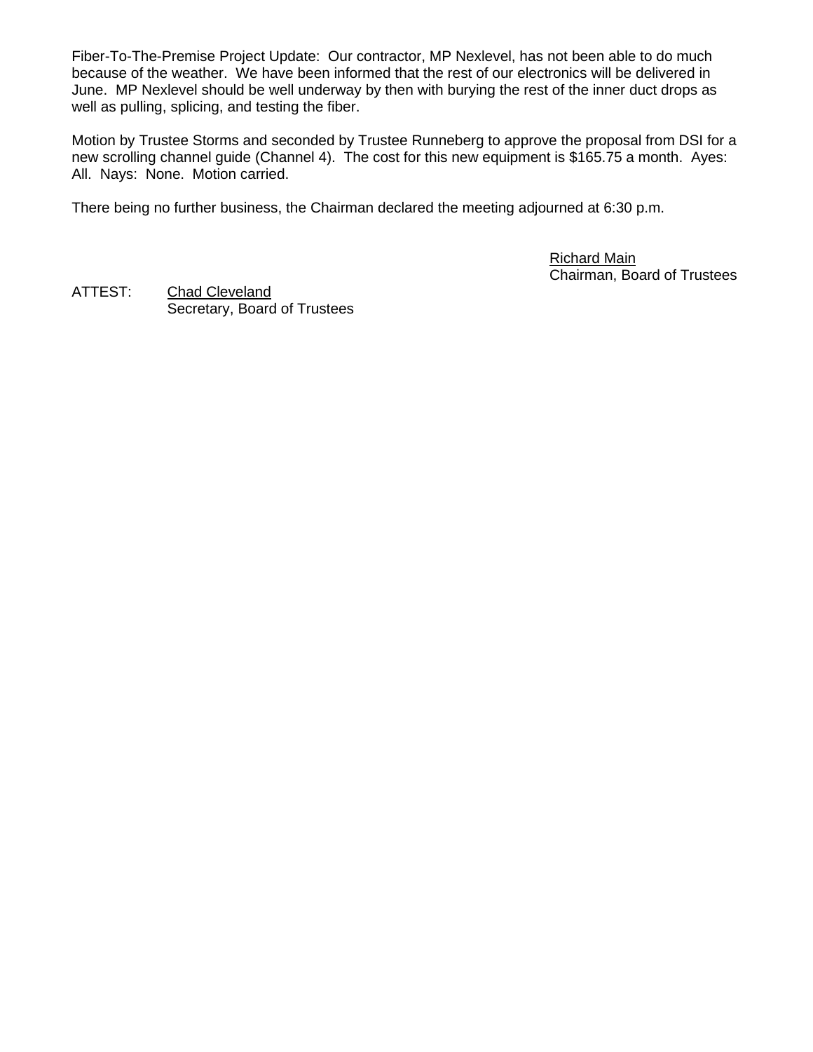Fiber-To-The-Premise Project Update: Our contractor, MP Nexlevel, has not been able to do much because of the weather. We have been informed that the rest of our electronics will be delivered in June. MP Nexlevel should be well underway by then with burying the rest of the inner duct drops as well as pulling, splicing, and testing the fiber.

Motion by Trustee Storms and seconded by Trustee Runneberg to approve the proposal from DSI for a new scrolling channel guide (Channel 4). The cost for this new equipment is $165.75 a month. Ayes: All. Nays: None. Motion carried.

There being no further business, the Chairman declared the meeting adjourned at 6:30 p.m.

Richard Main
Chairman, Board of Trustees

ATTEST: Chad Cleveland
Secretary, Board of Trustees